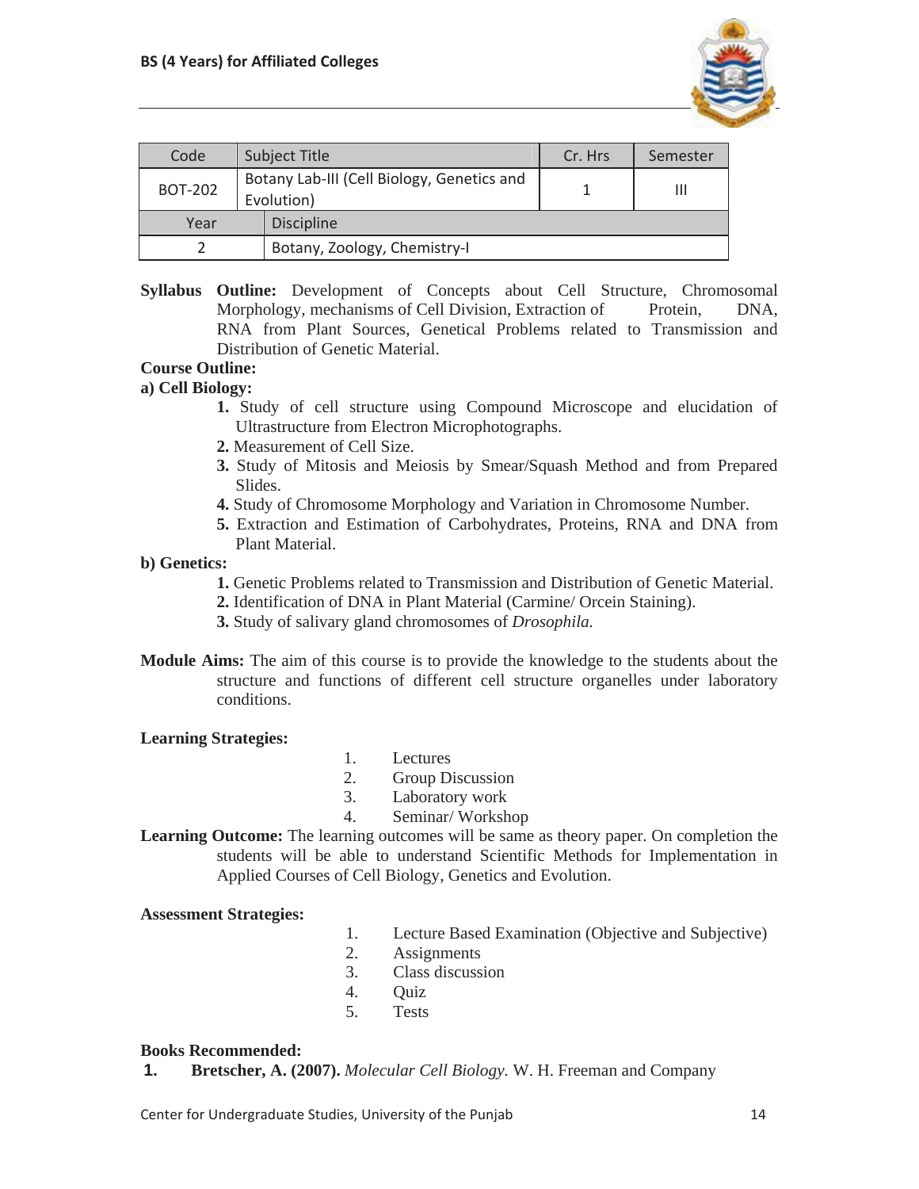| Code | Subject Title | Cr. Hrs | Semester |
|---|---|---|---|
| BOT-202 | Botany Lab-III (Cell Biology, Genetics and Evolution) | 1 | III |
| Year | Discipline | | |
| 2 | Botany, Zoology, Chemistry-I | | |

**Syllabus Outline:** Development of Concepts about Cell Structure, Chromosomal Morphology, mechanisms of Cell Division, Extraction of Protein, DNA, RNA from Plant Sources, Genetical Problems related to Transmission and Distribution of Genetic Material.

**Course Outline:**

**a) Cell Biology:**

1. Study of cell structure using Compound Microscope and elucidation of Ultrastructure from Electron Microphotographs.
2. Measurement of Cell Size.
3. Study of Mitosis and Meiosis by Smear/Squash Method and from Prepared Slides.
4. Study of Chromosome Morphology and Variation in Chromosome Number.
5. Extraction and Estimation of Carbohydrates, Proteins, RNA and DNA from Plant Material.

**b) Genetics:**

1. Genetic Problems related to Transmission and Distribution of Genetic Material.
2. Identification of DNA in Plant Material (Carmine/ Orcein Staining).
3. Study of salivary gland chromosomes of *Drosophila.*

**Module Aims:** The aim of this course is to provide the knowledge to the students about the structure and functions of different cell structure organelles under laboratory conditions.

**Learning Strategies:**

1. Lectures
2. Group Discussion
3. Laboratory work
4. Seminar/ Workshop

**Learning Outcome:** The learning outcomes will be same as theory paper. On completion the students will be able to understand Scientific Methods for Implementation in Applied Courses of Cell Biology, Genetics and Evolution.

**Assessment Strategies:**

1. Lecture Based Examination (Objective and Subjective)
2. Assignments
3. Class discussion
4. Quiz
5. Tests

**Books Recommended:**

1. **Bretscher, A. (2007).** *Molecular Cell Biology.* W. H. Freeman and Company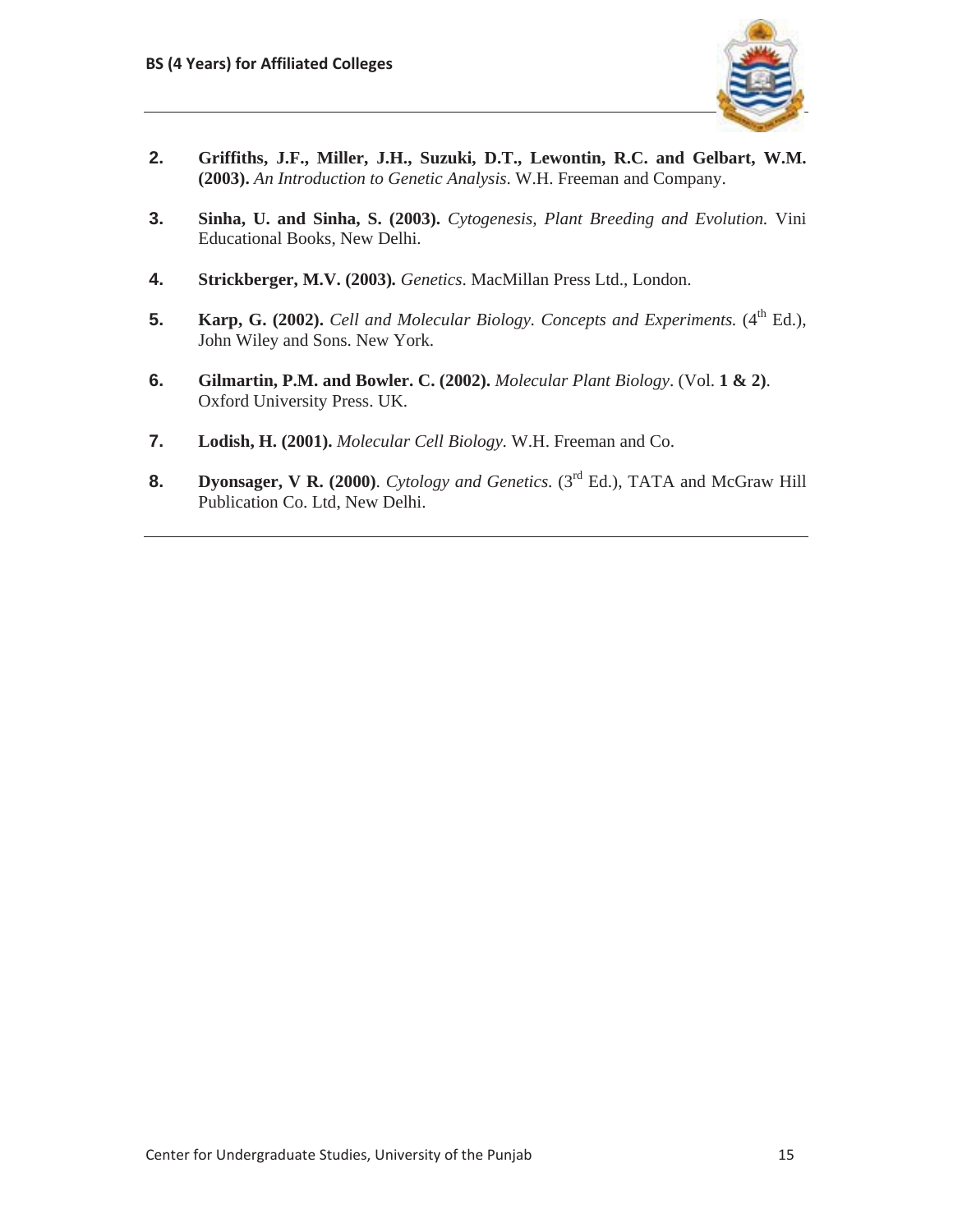2. **Griffiths, J.F., Miller, J.H., Suzuki, D.T., Lewontin, R.C. and Gelbart, W.M. (2003).** *An Introduction to Genetic Analysis*. W.H. Freeman and Company.

3. **Sinha, U. and Sinha, S. (2003).** *Cytogenesis, Plant Breeding and Evolution.* Vini Educational Books, New Delhi.

4. **Strickberger, M.V. (2003).** *Genetics.* MacMillan Press Ltd., London.

5. **Karp, G. (2002).** *Cell and Molecular Biology. Concepts and Experiments.* (4th Ed.), John Wiley and Sons. New York.

6. **Gilmartin, P.M. and Bowler. C. (2002).** *Molecular Plant Biology*. (Vol. **1 & 2)**. Oxford University Press. UK.

7. **Lodish, H. (2001).** *Molecular Cell Biology.* W.H. Freeman and Co.

8. **Dyonsager, V R. (2000)**. *Cytology and Genetics.* (3rd Ed.), TATA and McGraw Hill Publication Co. Ltd, New Delhi.